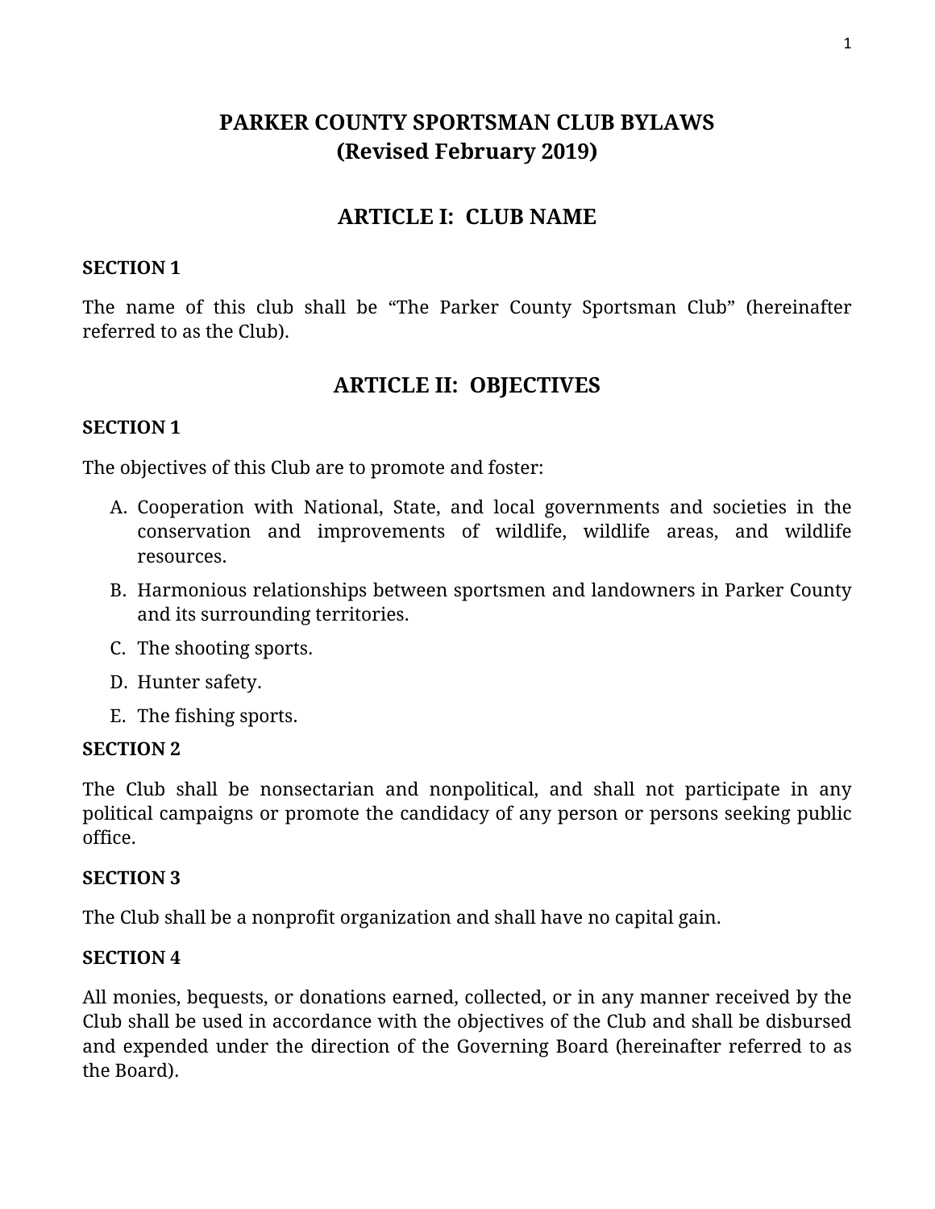# PARKER COUNTY SPORTSMAN CLUB BYLAWS
# (Revised February 2019)

## ARTICLE I: CLUB NAME

**SECTION 1**

The name of this club shall be "The Parker County Sportsman Club" (hereinafter referred to as the Club).

## ARTICLE II: OBJECTIVES

**SECTION 1**

The objectives of this Club are to promote and foster:

A. Cooperation with National, State, and local governments and societies in the conservation and improvements of wildlife, wildlife areas, and wildlife resources.
B. Harmonious relationships between sportsmen and landowners in Parker County and its surrounding territories.
C. The shooting sports.
D. Hunter safety.
E. The fishing sports.

**SECTION 2**

The Club shall be nonsectarian and nonpolitical, and shall not participate in any political campaigns or promote the candidacy of any person or persons seeking public office.

**SECTION 3**

The Club shall be a nonprofit organization and shall have no capital gain.

**SECTION 4**

All monies, bequests, or donations earned, collected, or in any manner received by the Club shall be used in accordance with the objectives of the Club and shall be disbursed and expended under the direction of the Governing Board (hereinafter referred to as the Board).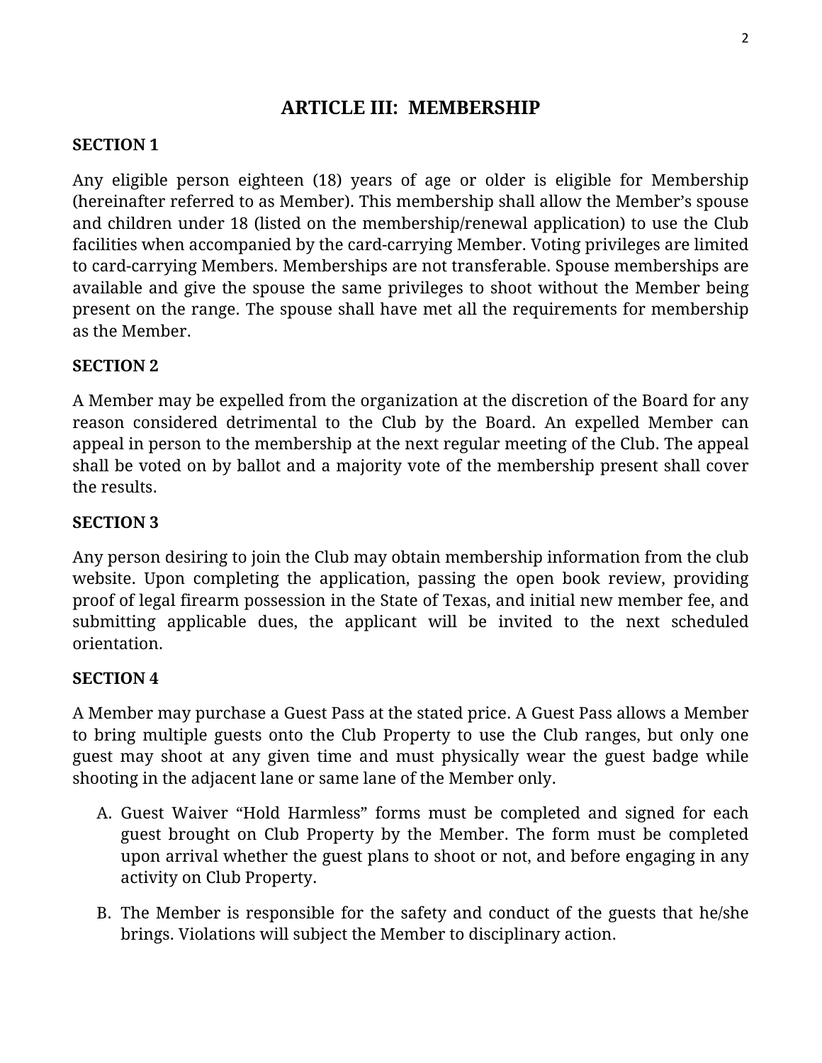## ARTICLE III: MEMBERSHIP

**SECTION 1**

Any eligible person eighteen (18) years of age or older is eligible for Membership (hereinafter referred to as Member). This membership shall allow the Member's spouse and children under 18 (listed on the membership/renewal application) to use the Club facilities when accompanied by the card-carrying Member. Voting privileges are limited to card-carrying Members. Memberships are not transferable. Spouse memberships are available and give the spouse the same privileges to shoot without the Member being present on the range. The spouse shall have met all the requirements for membership as the Member.

**SECTION 2**

A Member may be expelled from the organization at the discretion of the Board for any reason considered detrimental to the Club by the Board. An expelled Member can appeal in person to the membership at the next regular meeting of the Club. The appeal shall be voted on by ballot and a majority vote of the membership present shall cover the results.

**SECTION 3**

Any person desiring to join the Club may obtain membership information from the club website. Upon completing the application, passing the open book review, providing proof of legal firearm possession in the State of Texas, and initial new member fee, and submitting applicable dues, the applicant will be invited to the next scheduled orientation.

**SECTION 4**

A Member may purchase a Guest Pass at the stated price. A Guest Pass allows a Member to bring multiple guests onto the Club Property to use the Club ranges, but only one guest may shoot at any given time and must physically wear the guest badge while shooting in the adjacent lane or same lane of the Member only.

A. Guest Waiver "Hold Harmless" forms must be completed and signed for each guest brought on Club Property by the Member. The form must be completed upon arrival whether the guest plans to shoot or not, and before engaging in any activity on Club Property.

B. The Member is responsible for the safety and conduct of the guests that he/she brings. Violations will subject the Member to disciplinary action.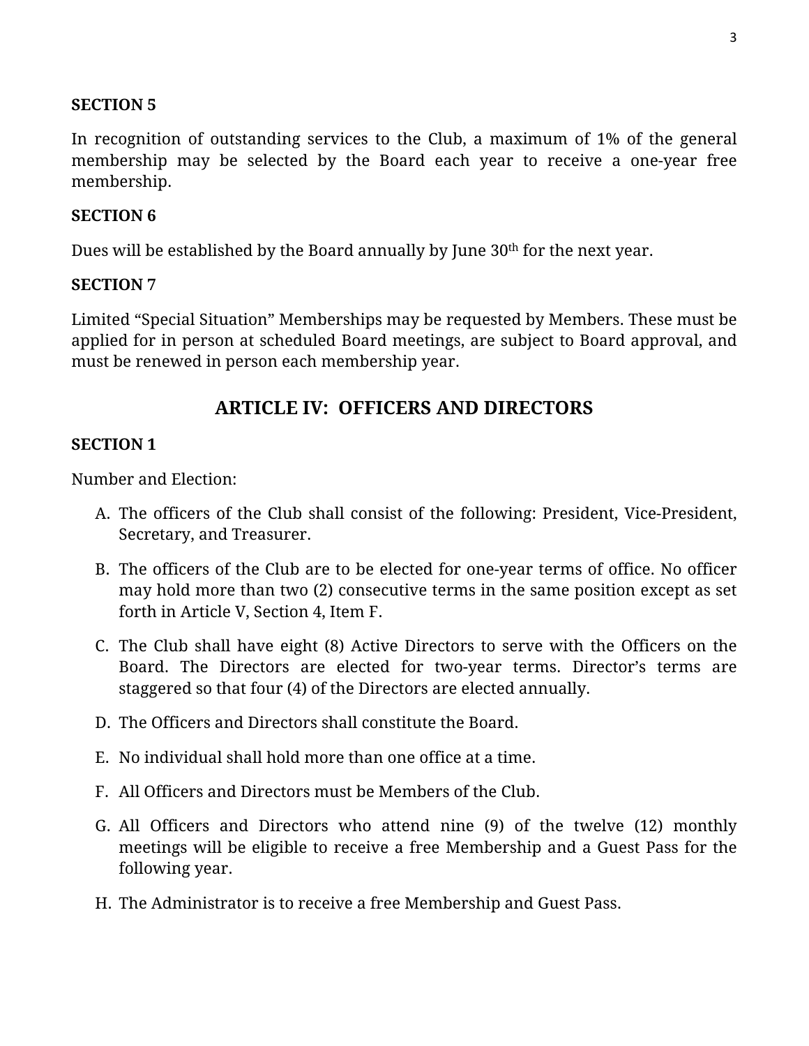**SECTION 5**

In recognition of outstanding services to the Club, a maximum of 1% of the general membership may be selected by the Board each year to receive a one-year free membership.

**SECTION 6**

Dues will be established by the Board annually by June 30th for the next year.

**SECTION 7**

Limited “Special Situation” Memberships may be requested by Members. These must be applied for in person at scheduled Board meetings, are subject to Board approval, and must be renewed in person each membership year.

## ARTICLE IV: OFFICERS AND DIRECTORS

**SECTION 1**

Number and Election:

A. The officers of the Club shall consist of the following: President, Vice-President, Secretary, and Treasurer.

B. The officers of the Club are to be elected for one-year terms of office. No officer may hold more than two (2) consecutive terms in the same position except as set forth in Article V, Section 4, Item F.

C. The Club shall have eight (8) Active Directors to serve with the Officers on the Board. The Directors are elected for two-year terms. Director’s terms are staggered so that four (4) of the Directors are elected annually.

D. The Officers and Directors shall constitute the Board.

E. No individual shall hold more than one office at a time.

F. All Officers and Directors must be Members of the Club.

G. All Officers and Directors who attend nine (9) of the twelve (12) monthly meetings will be eligible to receive a free Membership and a Guest Pass for the following year.

H. The Administrator is to receive a free Membership and Guest Pass.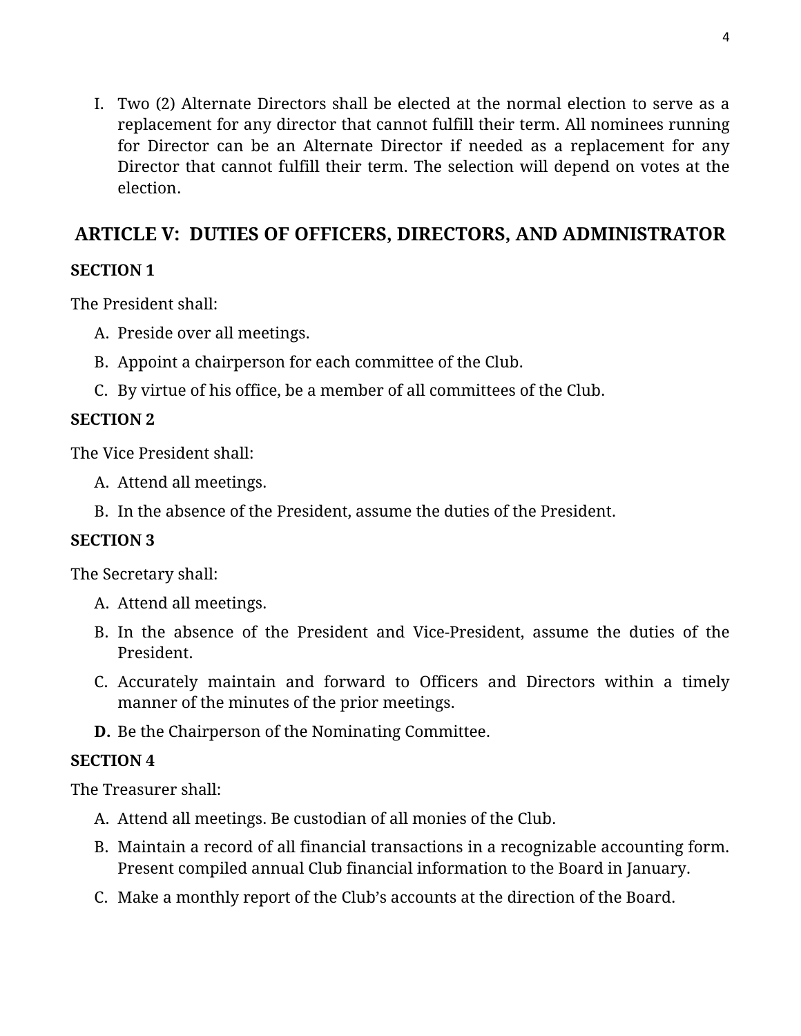I. Two (2) Alternate Directors shall be elected at the normal election to serve as a replacement for any director that cannot fulfill their term. All nominees running for Director can be an Alternate Director if needed as a replacement for any Director that cannot fulfill their term. The selection will depend on votes at the election.

## ARTICLE V: DUTIES OF OFFICERS, DIRECTORS, AND ADMINISTRATOR

**SECTION 1**

The President shall:

A. Preside over all meetings.

B. Appoint a chairperson for each committee of the Club.

C. By virtue of his office, be a member of all committees of the Club.

**SECTION 2**

The Vice President shall:

A. Attend all meetings.

B. In the absence of the President, assume the duties of the President.

**SECTION 3**

The Secretary shall:

A. Attend all meetings.

B. In the absence of the President and Vice-President, assume the duties of the President.

C. Accurately maintain and forward to Officers and Directors within a timely manner of the minutes of the prior meetings.

**D.** Be the Chairperson of the Nominating Committee.

**SECTION 4**

The Treasurer shall:

A. Attend all meetings. Be custodian of all monies of the Club.

B. Maintain a record of all financial transactions in a recognizable accounting form. Present compiled annual Club financial information to the Board in January.

C. Make a monthly report of the Club's accounts at the direction of the Board.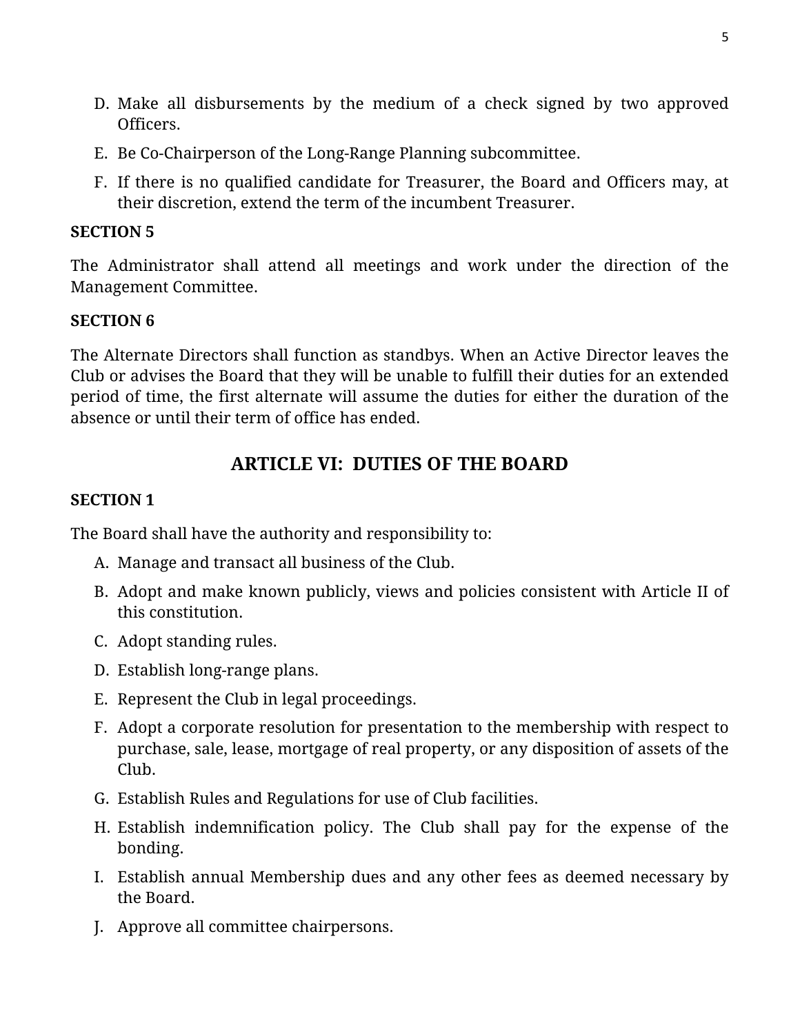D. Make all disbursements by the medium of a check signed by two approved Officers.
E. Be Co-Chairperson of the Long-Range Planning subcommittee.
F. If there is no qualified candidate for Treasurer, the Board and Officers may, at their discretion, extend the term of the incumbent Treasurer.

**SECTION 5**

The Administrator shall attend all meetings and work under the direction of the Management Committee.

**SECTION 6**

The Alternate Directors shall function as standbys. When an Active Director leaves the Club or advises the Board that they will be unable to fulfill their duties for an extended period of time, the first alternate will assume the duties for either the duration of the absence or until their term of office has ended.

## ARTICLE VI: DUTIES OF THE BOARD

**SECTION 1**

The Board shall have the authority and responsibility to:

A. Manage and transact all business of the Club.
B. Adopt and make known publicly, views and policies consistent with Article II of this constitution.
C. Adopt standing rules.
D. Establish long-range plans.
E. Represent the Club in legal proceedings.
F. Adopt a corporate resolution for presentation to the membership with respect to purchase, sale, lease, mortgage of real property, or any disposition of assets of the Club.
G. Establish Rules and Regulations for use of Club facilities.
H. Establish indemnification policy. The Club shall pay for the expense of the bonding.
I. Establish annual Membership dues and any other fees as deemed necessary by the Board.
J. Approve all committee chairpersons.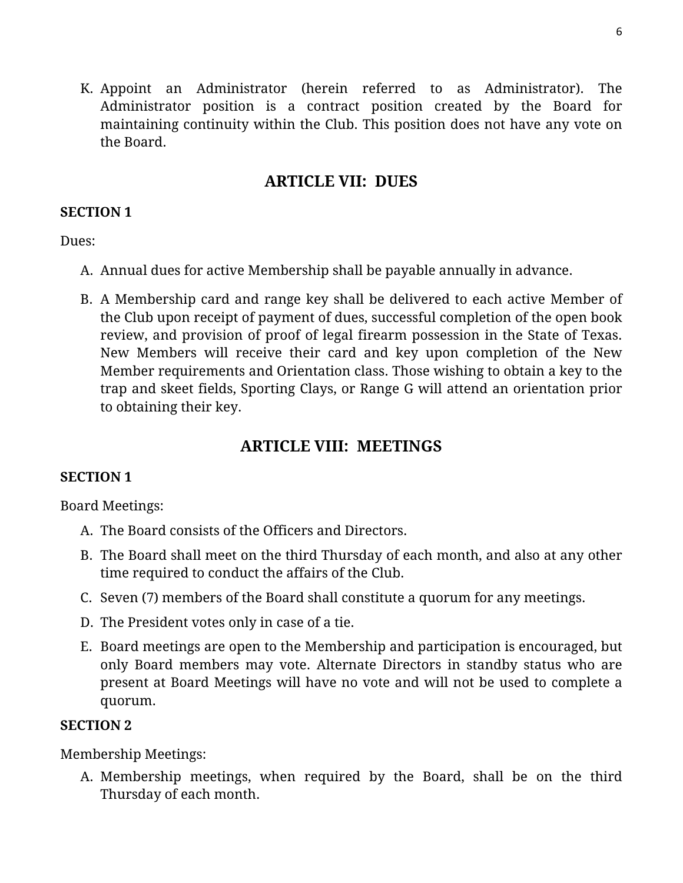K. Appoint an Administrator (herein referred to as Administrator). The Administrator position is a contract position created by the Board for maintaining continuity within the Club. This position does not have any vote on the Board.

## ARTICLE VII: DUES

**SECTION 1**

Dues:

A. Annual dues for active Membership shall be payable annually in advance.

B. A Membership card and range key shall be delivered to each active Member of the Club upon receipt of payment of dues, successful completion of the open book review, and provision of proof of legal firearm possession in the State of Texas. New Members will receive their card and key upon completion of the New Member requirements and Orientation class. Those wishing to obtain a key to the trap and skeet fields, Sporting Clays, or Range G will attend an orientation prior to obtaining their key.

## ARTICLE VIII: MEETINGS

**SECTION 1**

Board Meetings:

A. The Board consists of the Officers and Directors.

B. The Board shall meet on the third Thursday of each month, and also at any other time required to conduct the affairs of the Club.

C. Seven (7) members of the Board shall constitute a quorum for any meetings.

D. The President votes only in case of a tie.

E. Board meetings are open to the Membership and participation is encouraged, but only Board members may vote. Alternate Directors in standby status who are present at Board Meetings will have no vote and will not be used to complete a quorum.

**SECTION 2**

Membership Meetings:

A. Membership meetings, when required by the Board, shall be on the third Thursday of each month.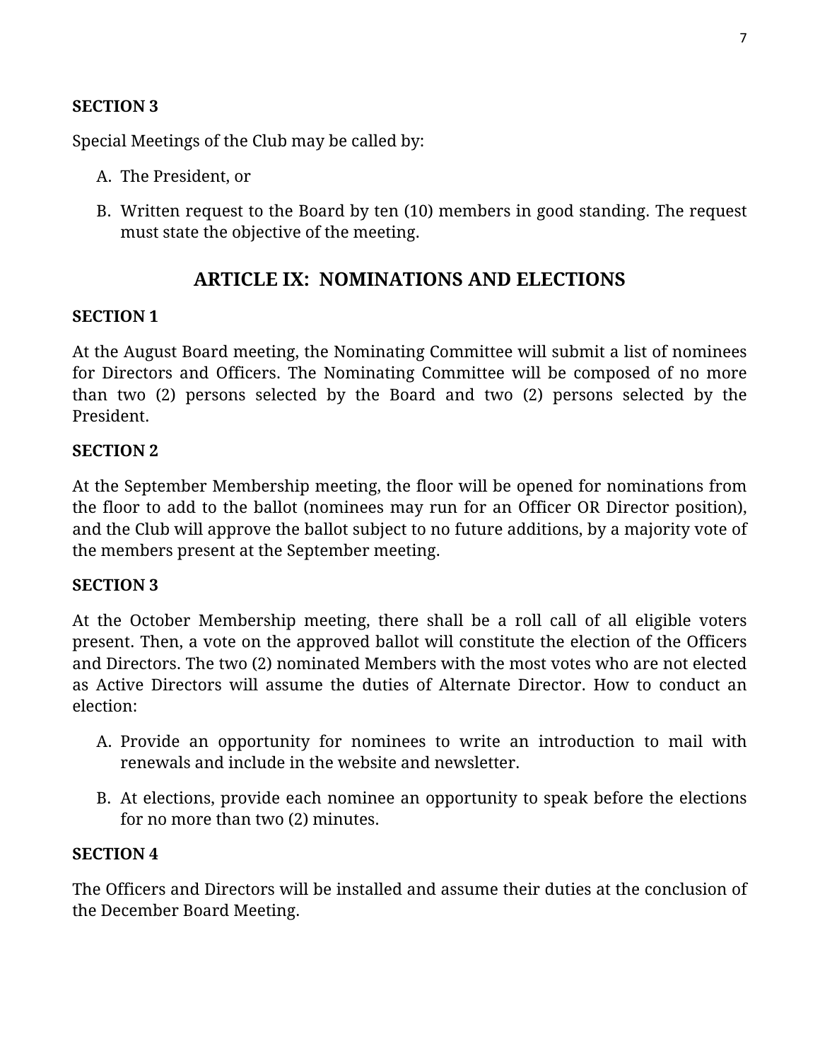**SECTION 3**

Special Meetings of the Club may be called by:

A. The President, or
B. Written request to the Board by ten (10) members in good standing. The request must state the objective of the meeting.

## ARTICLE IX: NOMINATIONS AND ELECTIONS

**SECTION 1**

At the August Board meeting, the Nominating Committee will submit a list of nominees for Directors and Officers. The Nominating Committee will be composed of no more than two (2) persons selected by the Board and two (2) persons selected by the President.

**SECTION 2**

At the September Membership meeting, the floor will be opened for nominations from the floor to add to the ballot (nominees may run for an Officer OR Director position), and the Club will approve the ballot subject to no future additions, by a majority vote of the members present at the September meeting.

**SECTION 3**

At the October Membership meeting, there shall be a roll call of all eligible voters present. Then, a vote on the approved ballot will constitute the election of the Officers and Directors. The two (2) nominated Members with the most votes who are not elected as Active Directors will assume the duties of Alternate Director. How to conduct an election:

A. Provide an opportunity for nominees to write an introduction to mail with renewals and include in the website and newsletter.
B. At elections, provide each nominee an opportunity to speak before the elections for no more than two (2) minutes.

**SECTION 4**

The Officers and Directors will be installed and assume their duties at the conclusion of the December Board Meeting.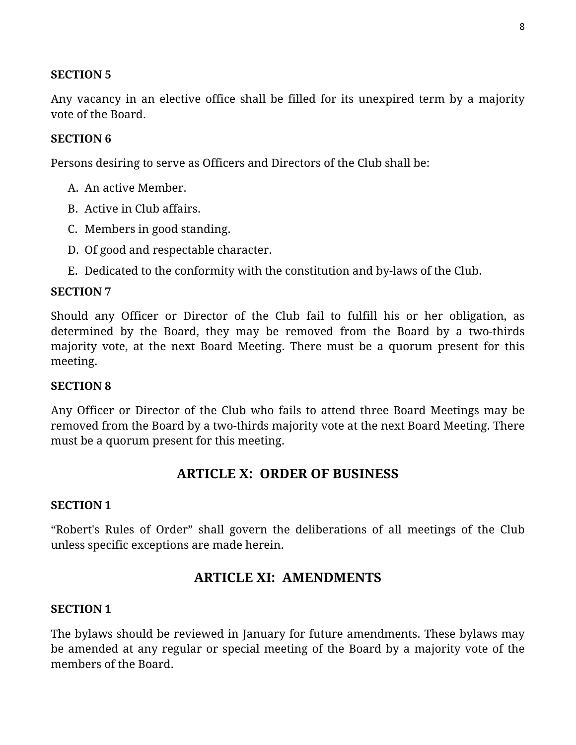**SECTION 5**

Any vacancy in an elective office shall be filled for its unexpired term by a majority vote of the Board.

**SECTION 6**

Persons desiring to serve as Officers and Directors of the Club shall be:

A. An active Member.
B. Active in Club affairs.
C. Members in good standing.
D. Of good and respectable character.
E. Dedicated to the conformity with the constitution and by-laws of the Club.

**SECTION 7**

Should any Officer or Director of the Club fail to fulfill his or her obligation, as determined by the Board, they may be removed from the Board by a two-thirds majority vote, at the next Board Meeting. There must be a quorum present for this meeting.

**SECTION 8**

Any Officer or Director of the Club who fails to attend three Board Meetings may be removed from the Board by a two-thirds majority vote at the next Board Meeting. There must be a quorum present for this meeting.

## ARTICLE X: ORDER OF BUSINESS

**SECTION 1**

“Robert's Rules of Order” shall govern the deliberations of all meetings of the Club unless specific exceptions are made herein.

## ARTICLE XI: AMENDMENTS

**SECTION 1**

The bylaws should be reviewed in January for future amendments. These bylaws may be amended at any regular or special meeting of the Board by a majority vote of the members of the Board.